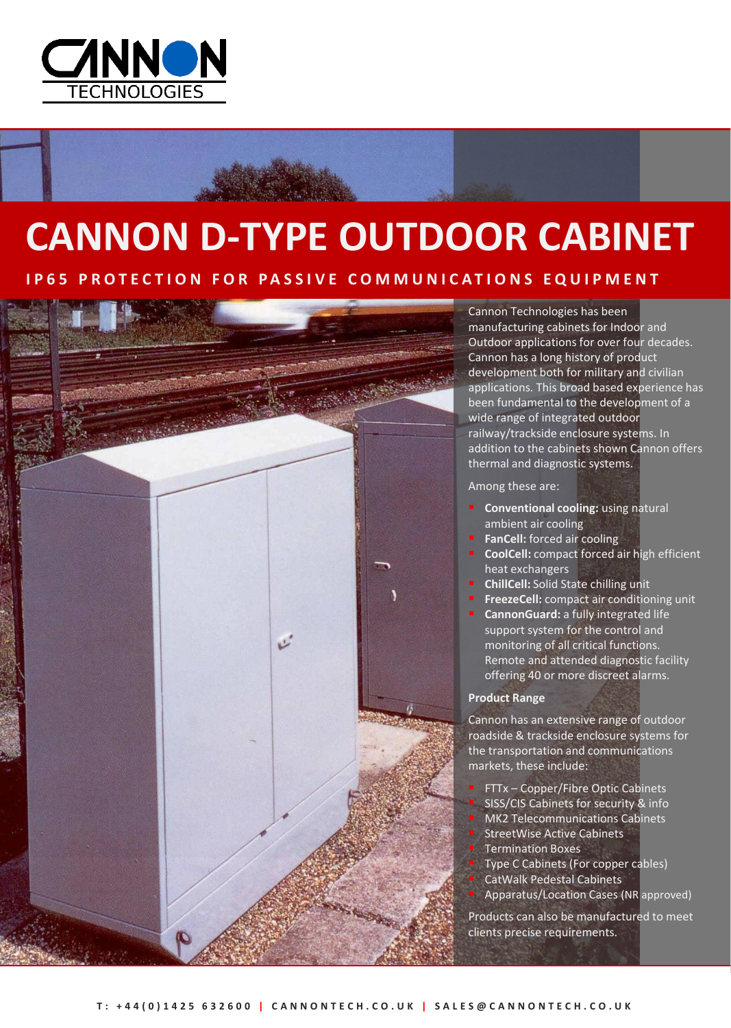CANNON TECHNOLOGIES

# CANNON D-TYPE OUTDOOR CABINET

## IP65 PROTECTION FOR PASSIVE COMMUNICATIONS EQUIPMENT

Cannon Technologies has been manufacturing cabinets for Indoor and Outdoor applications for over four decades. Cannon has a long history of product development both for military and civilian applications. This broad based experience has been fundamental to the development of a wide range of integrated outdoor railway/trackside enclosure systems. In addition to the cabinets shown Cannon offers thermal and diagnostic systems.

Among these are:

- **Conventional cooling:** using natural ambient air cooling
- **FanCell:** forced air cooling
- **CoolCell:** compact forced air high efficient heat exchangers
- **ChillCell:** Solid State chilling unit
- **FreezeCell:** compact air conditioning unit
- **CannonGuard:** a fully integrated life support system for the control and monitoring of all critical functions. Remote and attended diagnostic facility offering 40 or more discreet alarms.

**Product Range**

Cannon has an extensive range of outdoor roadside & trackside enclosure systems for the transportation and communications markets, these include:

- FTTx – Copper/Fibre Optic Cabinets
- SISS/CIS Cabinets for security & info
- MK2 Telecommunications Cabinets
- StreetWise Active Cabinets
- Termination Boxes
- Type C Cabinets (For copper cables)
- CatWalk Pedestal Cabinets
- Apparatus/Location Cases (NR approved)

Products can also be manufactured to meet clients precise requirements.

T: +44(0)1425 632600 | CANNONTECH.CO.UK | SALES@CANNONTECH.CO.UK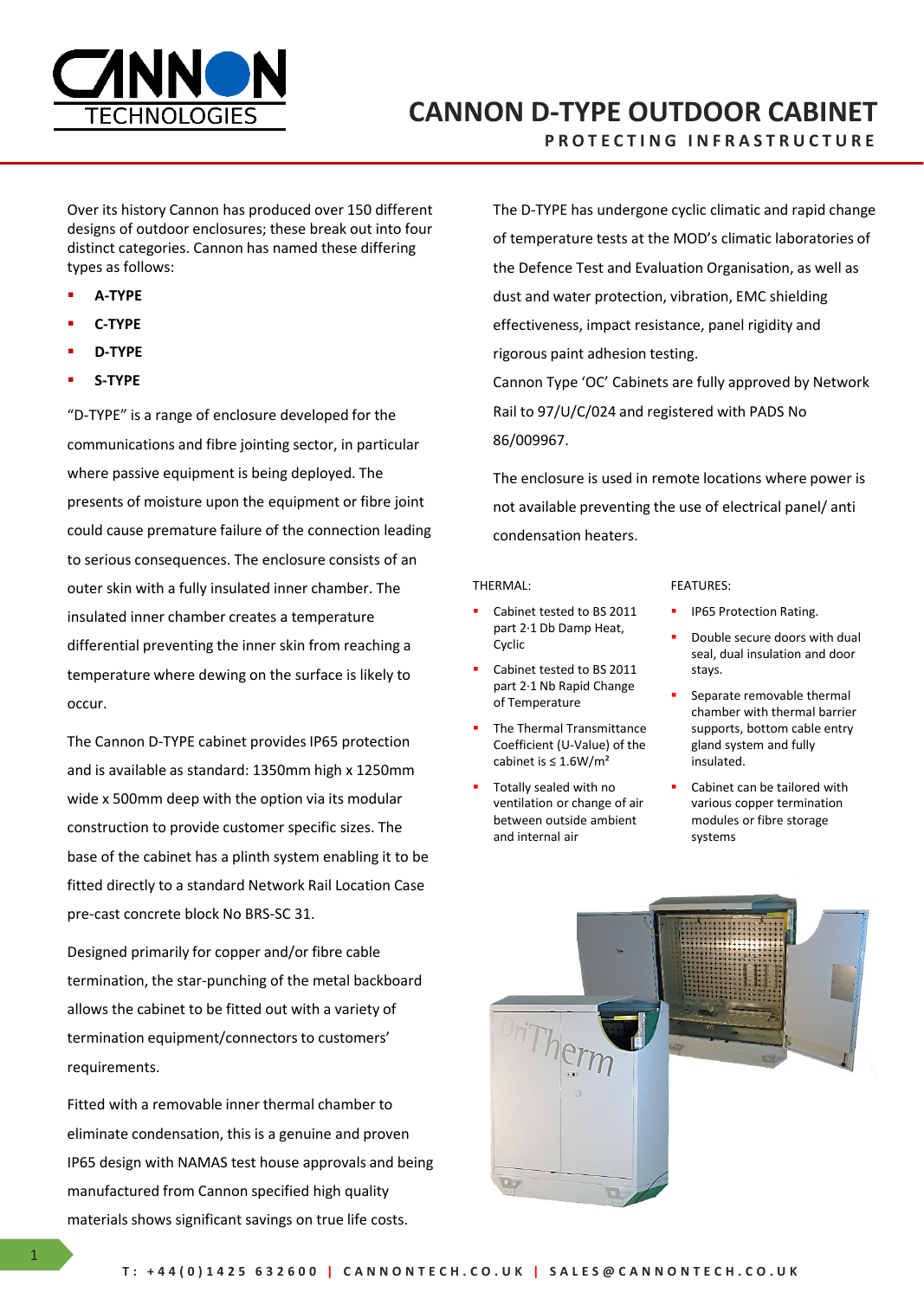# CANNON D-TYPE OUTDOOR CABINET

## PROTECTING INFRASTRUCTURE

Over its history Cannon has produced over 150 different designs of outdoor enclosures; these break out into four distinct categories. Cannon has named these differing types as follows:

- **A-TYPE**
- **C-TYPE**
- **D-TYPE**
- **S-TYPE**

“D-TYPE” is a range of enclosure developed for the communications and fibre jointing sector, in particular where passive equipment is being deployed. The presents of moisture upon the equipment or fibre joint could cause premature failure of the connection leading to serious consequences. The enclosure consists of an outer skin with a fully insulated inner chamber. The insulated inner chamber creates a temperature differential preventing the inner skin from reaching a temperature where dewing on the surface is likely to occur.

The Cannon D-TYPE cabinet provides IP65 protection and is available as standard: 1350mm high x 1250mm wide x 500mm deep with the option via its modular construction to provide customer specific sizes. The base of the cabinet has a plinth system enabling it to be fitted directly to a standard Network Rail Location Case pre-cast concrete block No BRS-SC 31.

Designed primarily for copper and/or fibre cable termination, the star-punching of the metal backboard allows the cabinet to be fitted out with a variety of termination equipment/connectors to customers' requirements.

Fitted with a removable inner thermal chamber to eliminate condensation, this is a genuine and proven IP65 design with NAMAS test house approvals and being manufactured from Cannon specified high quality materials shows significant savings on true life costs.

The D-TYPE has undergone cyclic climatic and rapid change of temperature tests at the MOD's climatic laboratories of the Defence Test and Evaluation Organisation, as well as dust and water protection, vibration, EMC shielding effectiveness, impact resistance, panel rigidity and rigorous paint adhesion testing.

Cannon Type 'OC' Cabinets are fully approved by Network Rail to 97/U/C/024 and registered with PADS No 86/009967.

The enclosure is used in remote locations where power is not available preventing the use of electrical panel/ anti condensation heaters.

THERMAL:

- Cabinet tested to BS 2011 part 2·1 Db Damp Heat, Cyclic
- Cabinet tested to BS 2011 part 2·1 Nb Rapid Change of Temperature
- The Thermal Transmittance Coefficient (U-Value) of the cabinet is ≤ 1.6W/m²
- Totally sealed with no ventilation or change of air between outside ambient and internal air

FEATURES:

- IP65 Protection Rating.
- Double secure doors with dual seal, dual insulation and door stays.
- Separate removable thermal chamber with thermal barrier supports, bottom cable entry gland system and fully insulated.
- Cabinet can be tailored with various copper termination modules or fibre storage systems

T: +44(0)1425 632600 | CANNONTECH.CO.UK | SALES@CANNONTECH.CO.UK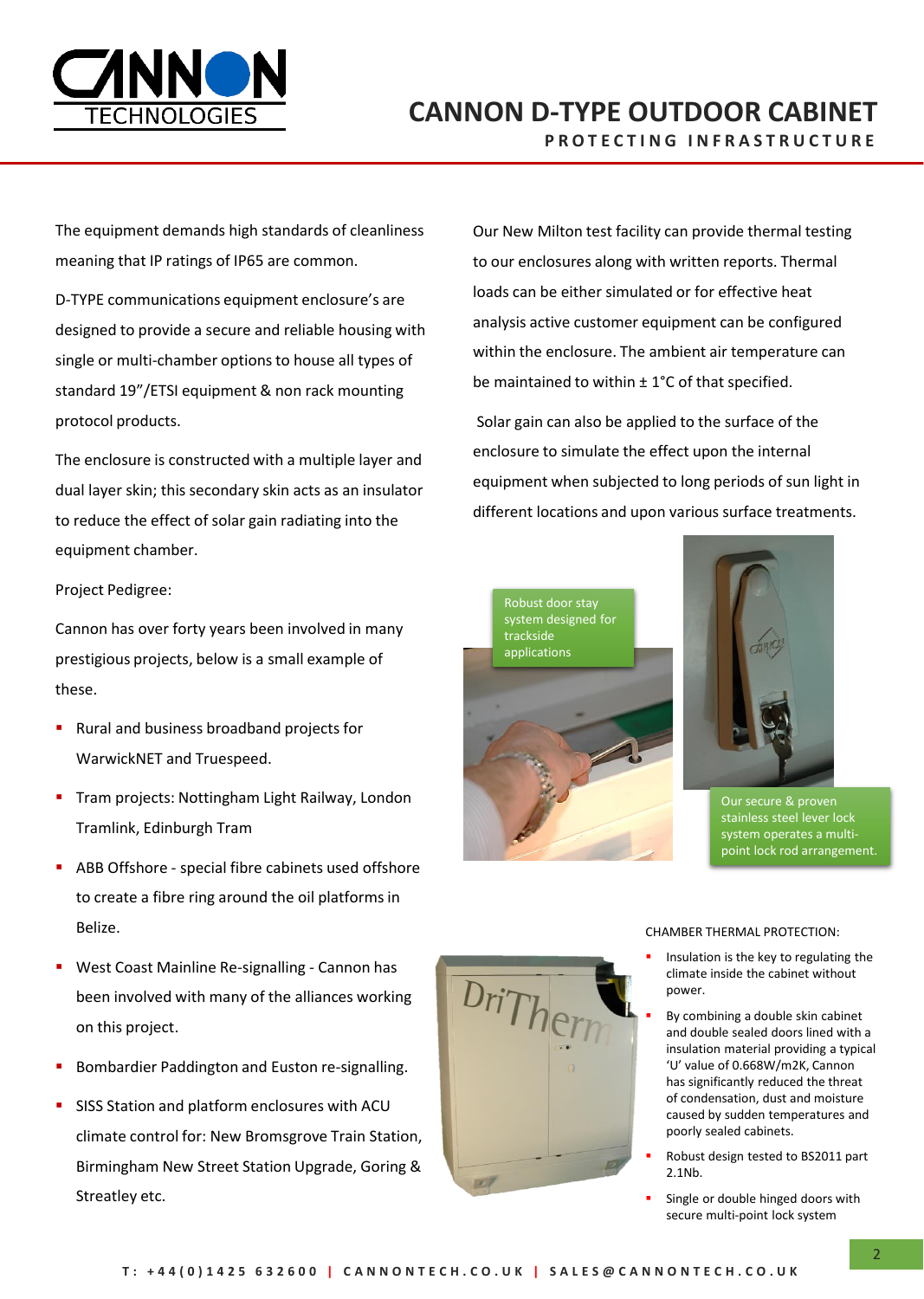# CANNON D-TYPE OUTDOOR CABINET

PROTECTING INFRASTRUCTURE

The equipment demands high standards of cleanliness meaning that IP ratings of IP65 are common.

D-TYPE communications equipment enclosure's are designed to provide a secure and reliable housing with single or multi-chamber options to house all types of standard 19"/ETSI equipment & non rack mounting protocol products.

The enclosure is constructed with a multiple layer and dual layer skin; this secondary skin acts as an insulator to reduce the effect of solar gain radiating into the equipment chamber.

Project Pedigree:

Cannon has over forty years been involved in many prestigious projects, below is a small example of these.

- Rural and business broadband projects for WarwickNET and Truespeed.
- Tram projects: Nottingham Light Railway, London Tramlink, Edinburgh Tram
- ABB Offshore - special fibre cabinets used offshore to create a fibre ring around the oil platforms in Belize.
- West Coast Mainline Re-signalling - Cannon has been involved with many of the alliances working on this project.
- Bombardier Paddington and Euston re-signalling.
- SISS Station and platform enclosures with ACU climate control for: New Bromsgrove Train Station, Birmingham New Street Station Upgrade, Goring & Streatley etc.

Our New Milton test facility can provide thermal testing to our enclosures along with written reports. Thermal loads can be either simulated or for effective heat analysis active customer equipment can be configured within the enclosure. The ambient air temperature can be maintained to within ± 1°C of that specified.

Solar gain can also be applied to the surface of the enclosure to simulate the effect upon the internal equipment when subjected to long periods of sun light in different locations and upon various surface treatments.

Robust door stay system designed for trackside applications

Our secure & proven stainless steel lever lock system operates a multi-point lock rod arrangement.

CHAMBER THERMAL PROTECTION:

- Insulation is the key to regulating the climate inside the cabinet without power.
- By combining a double skin cabinet and double sealed doors lined with a insulation material providing a typical 'U' value of 0.668W/m2K, Cannon has significantly reduced the threat of condensation, dust and moisture caused by sudden temperatures and poorly sealed cabinets.
- Robust design tested to BS2011 part 2.1Nb.
- Single or double hinged doors with secure multi-point lock system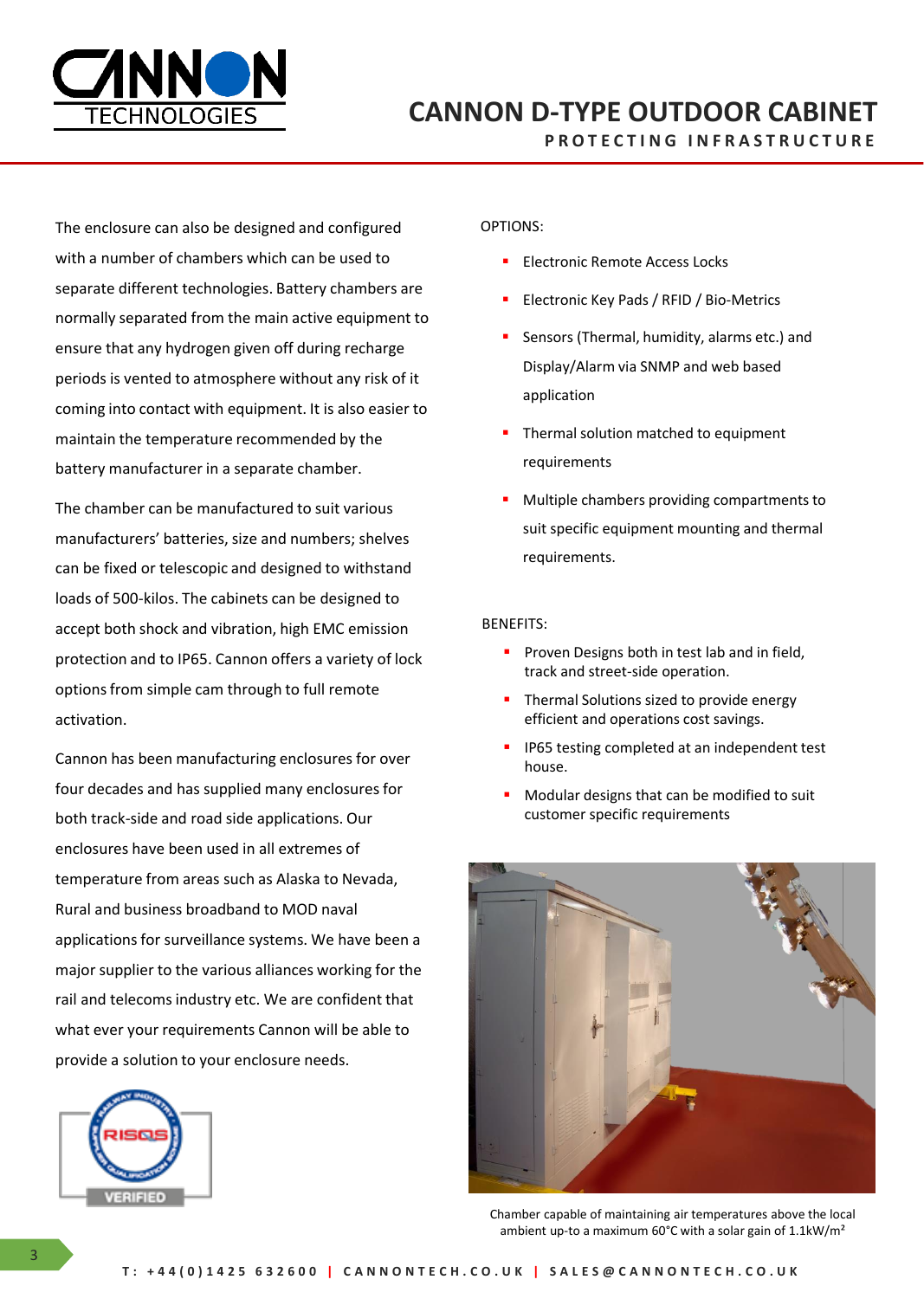The enclosure can also be designed and configured with a number of chambers which can be used to separate different technologies. Battery chambers are normally separated from the main active equipment to ensure that any hydrogen given off during recharge periods is vented to atmosphere without any risk of it coming into contact with equipment. It is also easier to maintain the temperature recommended by the battery manufacturer in a separate chamber.

The chamber can be manufactured to suit various manufacturers' batteries, size and numbers; shelves can be fixed or telescopic and designed to withstand loads of 500-kilos. The cabinets can be designed to accept both shock and vibration, high EMC emission protection and to IP65. Cannon offers a variety of lock options from simple cam through to full remote activation.

Cannon has been manufacturing enclosures for over four decades and has supplied many enclosures for both track-side and road side applications. Our enclosures have been used in all extremes of temperature from areas such as Alaska to Nevada, Rural and business broadband to MOD naval applications for surveillance systems. We have been a major supplier to the various alliances working for the rail and telecoms industry etc. We are confident that what ever your requirements Cannon will be able to provide a solution to your enclosure needs.

OPTIONS:

- Electronic Remote Access Locks
- Electronic Key Pads / RFID / Bio-Metrics
- Sensors (Thermal, humidity, alarms etc.) and Display/Alarm via SNMP and web based application
- Thermal solution matched to equipment requirements
- Multiple chambers providing compartments to suit specific equipment mounting and thermal requirements.

BENEFITS:

- Proven Designs both in test lab and in field, track and street-side operation.
- Thermal Solutions sized to provide energy efficient and operations cost savings.
- IP65 testing completed at an independent test house.
- Modular designs that can be modified to suit customer specific requirements

Chamber capable of maintaining air temperatures above the local ambient up-to a maximum 60°C with a solar gain of 1.1kW/m²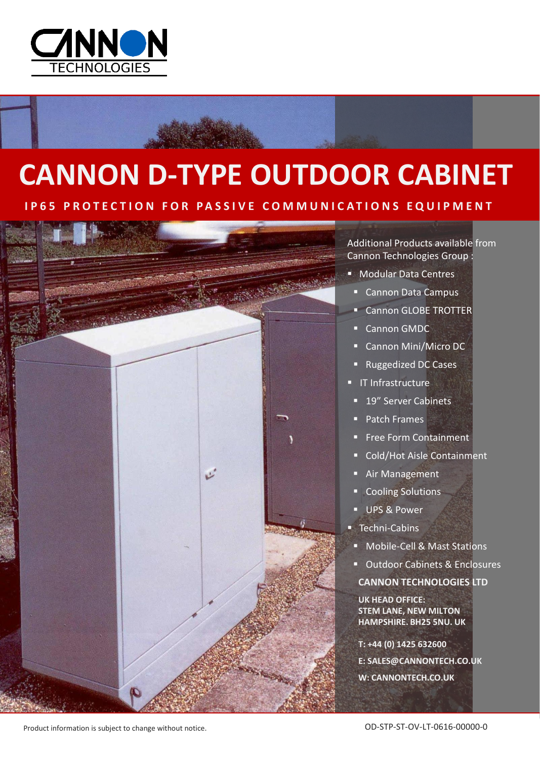# CANNON D-TYPE OUTDOOR CABINET

## IP65 PROTECTION FOR PASSIVE COMMUNICATIONS EQUIPMENT

Additional Products available from Cannon Technologies Group :

- Modular Data Centres
  - Cannon Data Campus
  - Cannon GLOBE TROTTER
  - Cannon GMDC
  - Cannon Mini/Micro DC
  - Ruggedized DC Cases
- IT Infrastructure
  - 19" Server Cabinets
  - Patch Frames
  - Free Form Containment
  - Cold/Hot Aisle Containment
  - Air Management
  - Cooling Solutions
  - UPS & Power
- Techni-Cabins
  - Mobile-Cell & Mast Stations
  - Outdoor Cabinets & Enclosures

**CANNON TECHNOLOGIES LTD**

**UK HEAD OFFICE:**
**STEM LANE, NEW MILTON**
**HAMPSHIRE. BH25 5NU. UK**

**T: +44 (0) 1425 632600**

**E: SALES@CANNONTECH.CO.UK**

**W: CANNONTECH.CO.UK**

Product information is subject to change without notice.

OD-STP-ST-OV-LT-0616-00000-0